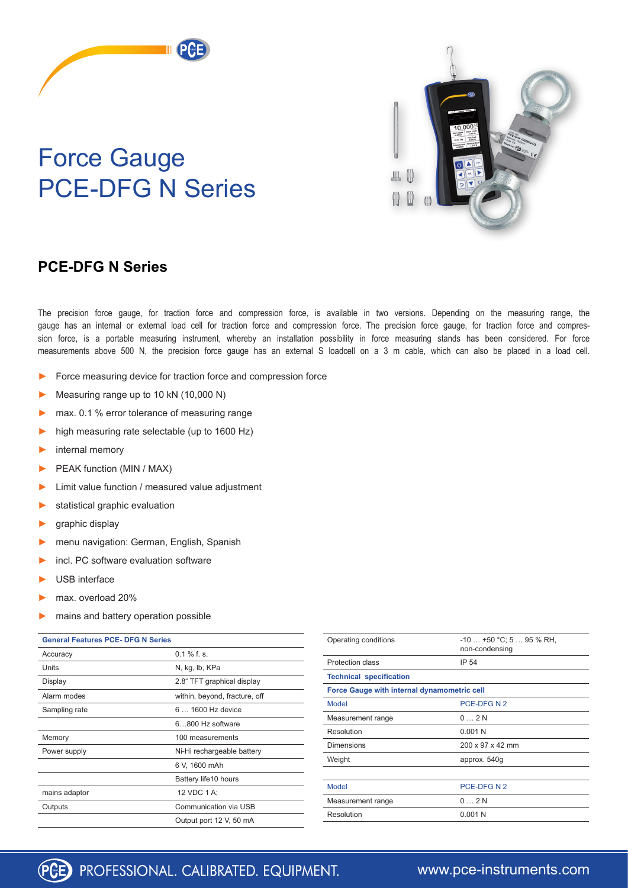# Force Gauge PCE-DFG N Series

## PCE-DFG N Series

The precision force gauge, for traction force and compression force, is available in two versions. Depending on the measuring range, the gauge has an internal or external load cell for traction force and compression force. The precision force gauge, for traction force and compression force, is a portable measuring instrument, whereby an installation possibility in force measuring stands has been considered. For force measurements above 500 N, the precision force gauge has an external S loadcell on a 3 m cable, which can also be placed in a load cell.

- Force measuring device for traction force and compression force
- Measuring range up to 10 kN (10,000 N)
- max. 0.1 % error tolerance of measuring range
- high measuring rate selectable (up to 1600 Hz)
- internal memory
- PEAK function (MIN / MAX)
- Limit value function / measured value adjustment
- statistical graphic evaluation
- graphic display
- menu navigation: German, English, Spanish
- incl. PC software evaluation software
- USB interface
- max. overload 20%
- mains and battery operation possible

| General Features PCE- DFG N Series | |
|---|---|
| Accuracy | 0.1 % f. s. |
| Units | N, kg, lb, KPa |
| Display | 2.8" TFT graphical display |
| Alarm modes | within, beyond, fracture, off |
| Sampling rate | 6 … 1600 Hz device |
| | 6…800 Hz software |
| Memory | 100 measurements |
| Power supply | Ni-Hi rechargeable battery |
| | 6 V, 1600 mAh |
| | Battery life10 hours |
| mains adaptor | 12 VDC 1 A; |
| Outputs | Communication via USB |
| | Output port 12 V, 50 mA |

| | |
|---|---|
| Operating conditions | -10 … +50 °C; 5 … 95 % RH, non-condensing |
| Protection class | IP 54 |
| **Technical specification** | |
| **Force Gauge with internal dynamometric cell** | |
| Model | PCE-DFG N 2 |
| Measurement range | 0 … 2 N |
| Resolution | 0.001 N |
| Dimensions | 200 x 97 x 42 mm |
| Weight | approx. 540g |
| | |
| Model | PCE-DFG N 2 |
| Measurement range | 0 … 2 N |
| Resolution | 0.001 N |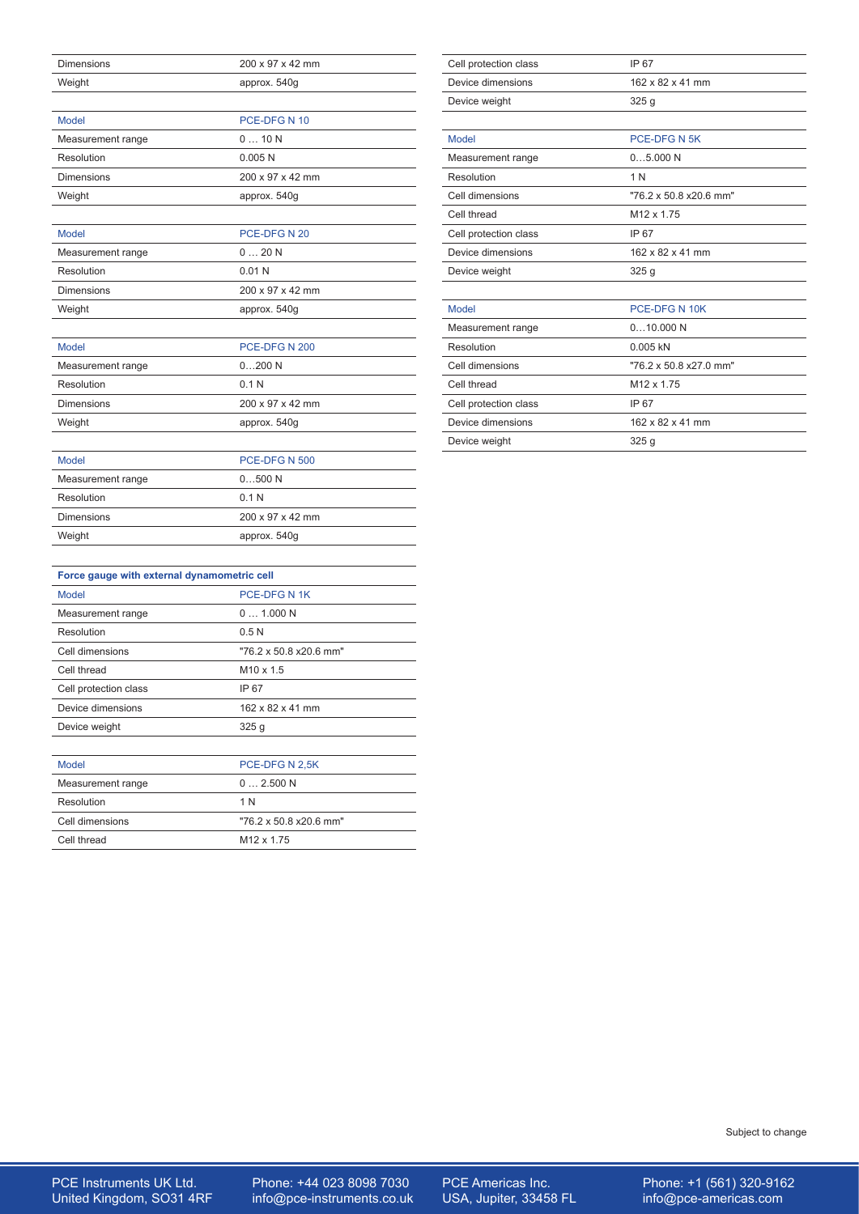| | |
|---|---|
| Dimensions | 200 x 97 x 42 mm |
| Weight | approx. 540g |

| Model | PCE-DFG N 10 |
|---|---|
| Measurement range | 0 … 10 N |
| Resolution | 0.005 N |
| Dimensions | 200 x 97 x 42 mm |
| Weight | approx. 540g |

| Model | PCE-DFG N 20 |
|---|---|
| Measurement range | 0 … 20 N |
| Resolution | 0.01 N |
| Dimensions | 200 x 97 x 42 mm |
| Weight | approx. 540g |

| Model | PCE-DFG N 200 |
|---|---|
| Measurement range | 0…200 N |
| Resolution | 0.1 N |
| Dimensions | 200 x 97 x 42 mm |
| Weight | approx. 540g |

| Model | PCE-DFG N 500 |
|---|---|
| Measurement range | 0…500 N |
| Resolution | 0.1 N |
| Dimensions | 200 x 97 x 42 mm |
| Weight | approx. 540g |

**Force gauge with external dynamometric cell**

| Model | PCE-DFG N 1K |
|---|---|
| Measurement range | 0 … 1.000 N |
| Resolution | 0.5 N |
| Cell dimensions | "76.2 x 50.8 x20.6 mm" |
| Cell thread | M10 x 1.5 |
| Cell protection class | IP 67 |
| Device dimensions | 162 x 82 x 41 mm |
| Device weight | 325 g |

| Model | PCE-DFG N 2,5K |
|---|---|
| Measurement range | 0 … 2.500 N |
| Resolution | 1 N |
| Cell dimensions | "76.2 x 50.8 x20.6 mm" |
| Cell thread | M12 x 1.75 |
| Cell protection class | IP 67 |
| Device dimensions | 162 x 82 x 41 mm |
| Device weight | 325 g |

| Model | PCE-DFG N 5K |
|---|---|
| Measurement range | 0…5.000 N |
| Resolution | 1 N |
| Cell dimensions | "76.2 x 50.8 x20.6 mm" |
| Cell thread | M12 x 1.75 |
| Cell protection class | IP 67 |
| Device dimensions | 162 x 82 x 41 mm |
| Device weight | 325 g |

| Model | PCE-DFG N 10K |
|---|---|
| Measurement range | 0…10.000 N |
| Resolution | 0.005 kN |
| Cell dimensions | "76.2 x 50.8 x27.0 mm" |
| Cell thread | M12 x 1.75 |
| Cell protection class | IP 67 |
| Device dimensions | 162 x 82 x 41 mm |
| Device weight | 325 g |

Subject to change

PCE Instruments UK Ltd.
United Kingdom, SO31 4RF

Phone: +44 023 8098 7030
info@pce-instruments.co.uk

PCE Americas Inc.
USA, Jupiter, 33458 FL

Phone: +1 (561) 320-9162
info@pce-americas.com